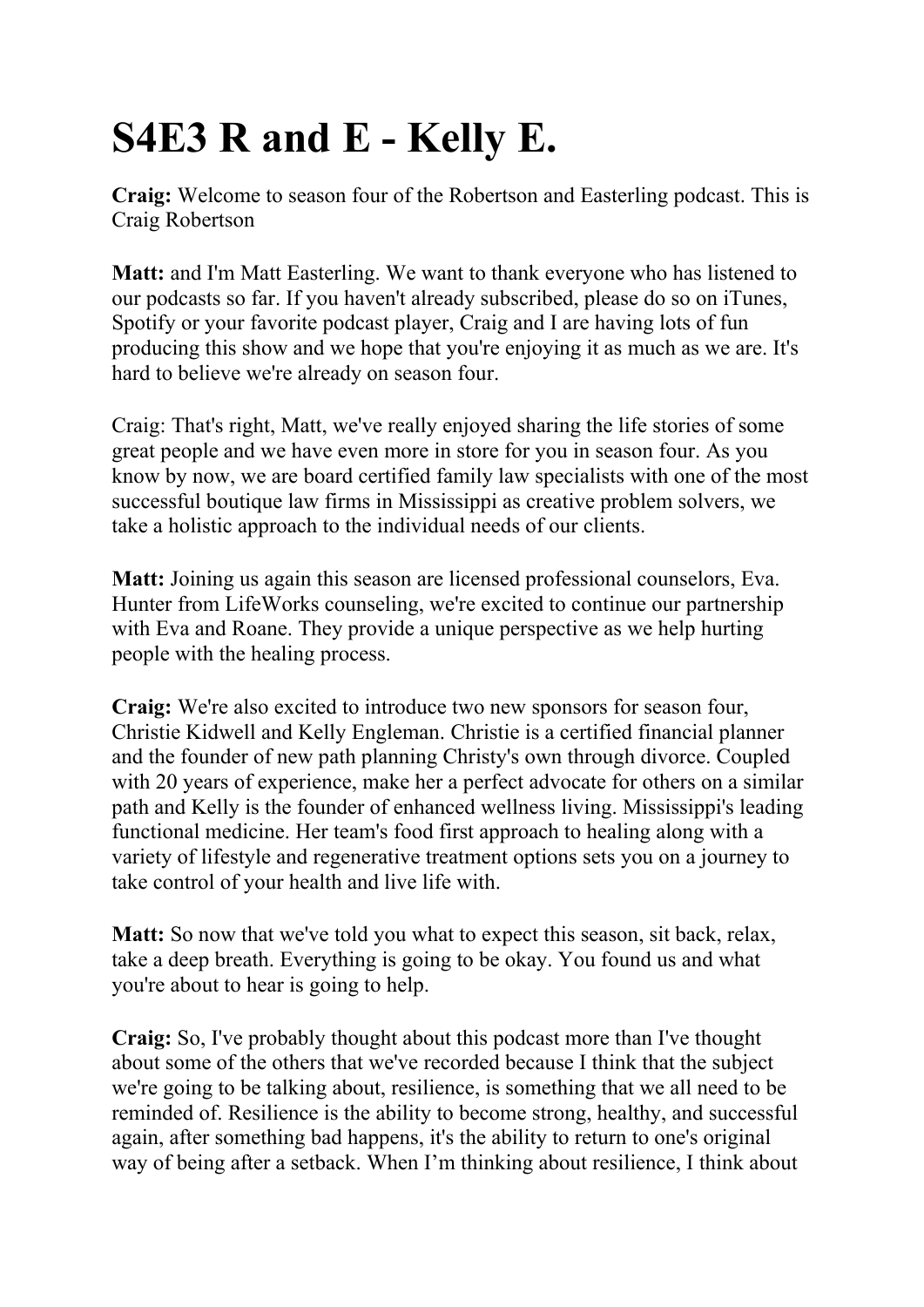# S4E3 R and E - Kelly E.

**Craig:** Welcome to season four of the Robertson and Easterling podcast. This is Craig Robertson

**Matt:** and I'm Matt Easterling. We want to thank everyone who has listened to our podcasts so far. If you haven't already subscribed, please do so on iTunes, Spotify or your favorite podcast player, Craig and I are having lots of fun producing this show and we hope that you're enjoying it as much as we are. It's hard to believe we're already on season four.

Craig: That's right, Matt, we've really enjoyed sharing the life stories of some great people and we have even more in store for you in season four. As you know by now, we are board certified family law specialists with one of the most successful boutique law firms in Mississippi as creative problem solvers, we take a holistic approach to the individual needs of our clients.

**Matt:** Joining us again this season are licensed professional counselors, Eva. Hunter from LifeWorks counseling, we're excited to continue our partnership with Eva and Roane. They provide a unique perspective as we help hurting people with the healing process.

**Craig:** We're also excited to introduce two new sponsors for season four, Christie Kidwell and Kelly Engleman. Christie is a certified financial planner and the founder of new path planning Christy's own through divorce. Coupled with 20 years of experience, make her a perfect advocate for others on a similar path and Kelly is the founder of enhanced wellness living. Mississippi's leading functional medicine. Her team's food first approach to healing along with a variety of lifestyle and regenerative treatment options sets you on a journey to take control of your health and live life with.

**Matt:** So now that we've told you what to expect this season, sit back, relax, take a deep breath. Everything is going to be okay. You found us and what you're about to hear is going to help.

**Craig:** So, I've probably thought about this podcast more than I've thought about some of the others that we've recorded because I think that the subject we're going to be talking about, resilience, is something that we all need to be reminded of. Resilience is the ability to become strong, healthy, and successful again, after something bad happens, it's the ability to return to one's original way of being after a setback. When I'm thinking about resilience, I think about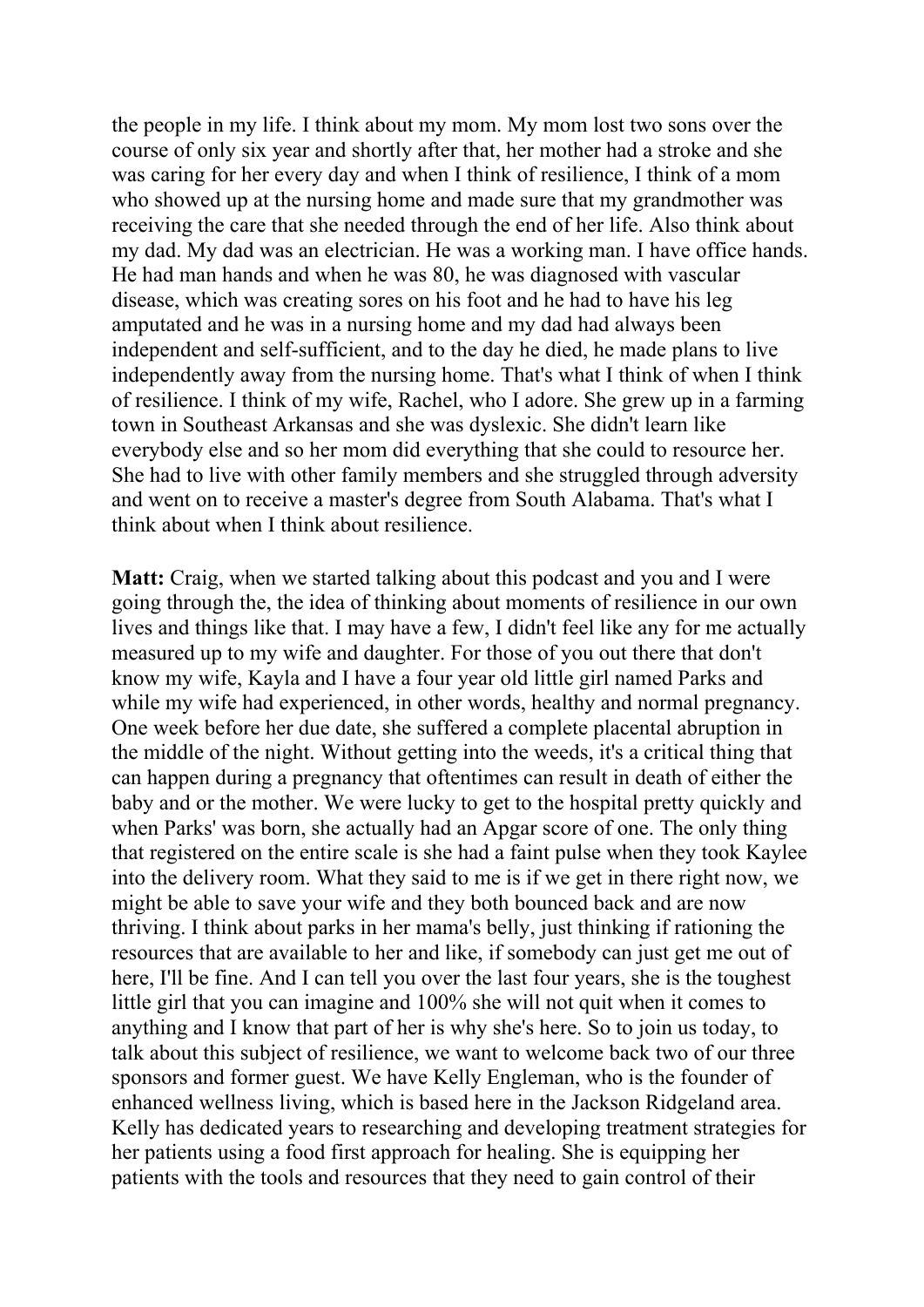the people in my life. I think about my mom. My mom lost two sons over the course of only six year and shortly after that, her mother had a stroke and she was caring for her every day and when I think of resilience, I think of a mom who showed up at the nursing home and made sure that my grandmother was receiving the care that she needed through the end of her life. Also think about my dad. My dad was an electrician. He was a working man. I have office hands. He had man hands and when he was 80, he was diagnosed with vascular disease, which was creating sores on his foot and he had to have his leg amputated and he was in a nursing home and my dad had always been independent and self-sufficient, and to the day he died, he made plans to live independently away from the nursing home. That's what I think of when I think of resilience. I think of my wife, Rachel, who I adore. She grew up in a farming town in Southeast Arkansas and she was dyslexic. She didn't learn like everybody else and so her mom did everything that she could to resource her. She had to live with other family members and she struggled through adversity and went on to receive a master's degree from South Alabama. That's what I think about when I think about resilience.

**Matt:** Craig, when we started talking about this podcast and you and I were going through the, the idea of thinking about moments of resilience in our own lives and things like that. I may have a few, I didn't feel like any for me actually measured up to my wife and daughter. For those of you out there that don't know my wife, Kayla and I have a four year old little girl named Parks and while my wife had experienced, in other words, healthy and normal pregnancy. One week before her due date, she suffered a complete placental abruption in the middle of the night. Without getting into the weeds, it's a critical thing that can happen during a pregnancy that oftentimes can result in death of either the baby and or the mother. We were lucky to get to the hospital pretty quickly and when Parks' was born, she actually had an Apgar score of one. The only thing that registered on the entire scale is she had a faint pulse when they took Kaylee into the delivery room. What they said to me is if we get in there right now, we might be able to save your wife and they both bounced back and are now thriving. I think about parks in her mama's belly, just thinking if rationing the resources that are available to her and like, if somebody can just get me out of here, I'll be fine. And I can tell you over the last four years, she is the toughest little girl that you can imagine and 100% she will not quit when it comes to anything and I know that part of her is why she's here. So to join us today, to talk about this subject of resilience, we want to welcome back two of our three sponsors and former guest. We have Kelly Engleman, who is the founder of enhanced wellness living, which is based here in the Jackson Ridgeland area. Kelly has dedicated years to researching and developing treatment strategies for her patients using a food first approach for healing. She is equipping her patients with the tools and resources that they need to gain control of their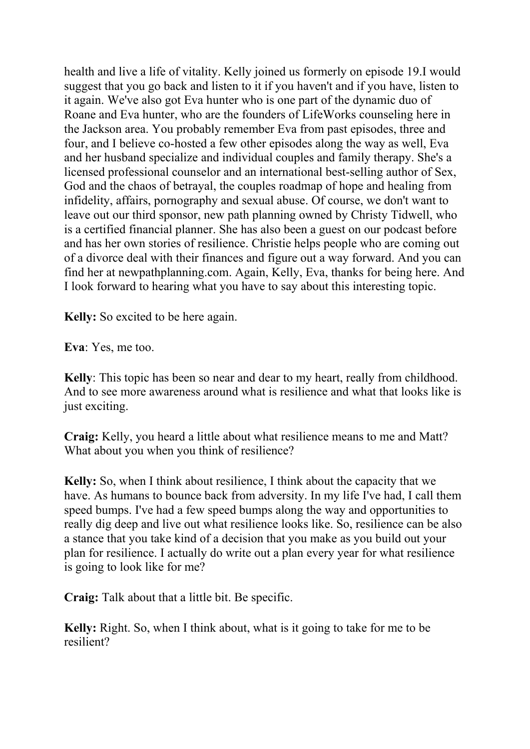health and live a life of vitality. Kelly joined us formerly on episode 19.I would suggest that you go back and listen to it if you haven't and if you have, listen to it again. We've also got Eva hunter who is one part of the dynamic duo of Roane and Eva hunter, who are the founders of LifeWorks counseling here in the Jackson area. You probably remember Eva from past episodes, three and four, and I believe co-hosted a few other episodes along the way as well, Eva and her husband specialize and individual couples and family therapy. She's a licensed professional counselor and an international best-selling author of Sex, God and the chaos of betrayal, the couples roadmap of hope and healing from infidelity, affairs, pornography and sexual abuse. Of course, we don't want to leave out our third sponsor, new path planning owned by Christy Tidwell, who is a certified financial planner. She has also been a guest on our podcast before and has her own stories of resilience. Christie helps people who are coming out of a divorce deal with their finances and figure out a way forward. And you can find her at newpathplanning.com. Again, Kelly, Eva, thanks for being here. And I look forward to hearing what you have to say about this interesting topic.

**Kelly:** So excited to be here again.

**Eva**: Yes, me too.

**Kelly**: This topic has been so near and dear to my heart, really from childhood. And to see more awareness around what is resilience and what that looks like is just exciting.

**Craig:** Kelly, you heard a little about what resilience means to me and Matt? What about you when you think of resilience?

**Kelly:** So, when I think about resilience, I think about the capacity that we have. As humans to bounce back from adversity. In my life I've had, I call them speed bumps. I've had a few speed bumps along the way and opportunities to really dig deep and live out what resilience looks like. So, resilience can be also a stance that you take kind of a decision that you make as you build out your plan for resilience. I actually do write out a plan every year for what resilience is going to look like for me?

**Craig:** Talk about that a little bit. Be specific.

**Kelly:** Right. So, when I think about, what is it going to take for me to be resilient?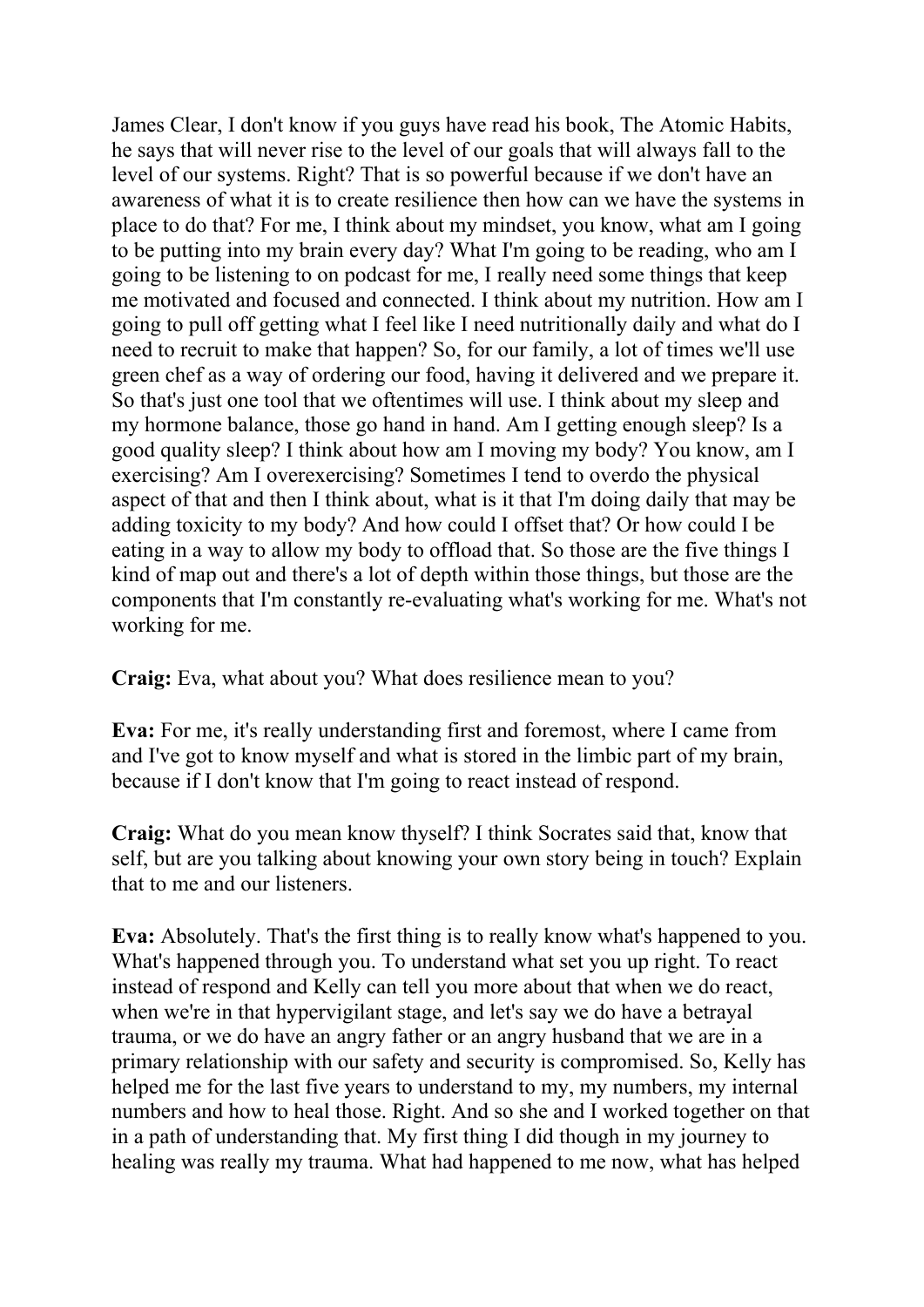James Clear, I don't know if you guys have read his book, The Atomic Habits, he says that will never rise to the level of our goals that will always fall to the level of our systems. Right? That is so powerful because if we don't have an awareness of what it is to create resilience then how can we have the systems in place to do that? For me, I think about my mindset, you know, what am I going to be putting into my brain every day? What I'm going to be reading, who am I going to be listening to on podcast for me, I really need some things that keep me motivated and focused and connected. I think about my nutrition. How am I going to pull off getting what I feel like I need nutritionally daily and what do I need to recruit to make that happen? So, for our family, a lot of times we'll use green chef as a way of ordering our food, having it delivered and we prepare it. So that's just one tool that we oftentimes will use. I think about my sleep and my hormone balance, those go hand in hand. Am I getting enough sleep? Is a good quality sleep? I think about how am I moving my body? You know, am I exercising? Am I overexercising? Sometimes I tend to overdo the physical aspect of that and then I think about, what is it that I'm doing daily that may be adding toxicity to my body? And how could I offset that? Or how could I be eating in a way to allow my body to offload that. So those are the five things I kind of map out and there's a lot of depth within those things, but those are the components that I'm constantly re-evaluating what's working for me. What's not working for me.

**Craig:** Eva, what about you? What does resilience mean to you?

**Eva:** For me, it's really understanding first and foremost, where I came from and I've got to know myself and what is stored in the limbic part of my brain, because if I don't know that I'm going to react instead of respond.

**Craig:** What do you mean know thyself? I think Socrates said that, know that self, but are you talking about knowing your own story being in touch? Explain that to me and our listeners.

**Eva:** Absolutely. That's the first thing is to really know what's happened to you. What's happened through you. To understand what set you up right. To react instead of respond and Kelly can tell you more about that when we do react, when we're in that hypervigilant stage, and let's say we do have a betrayal trauma, or we do have an angry father or an angry husband that we are in a primary relationship with our safety and security is compromised. So, Kelly has helped me for the last five years to understand to my, my numbers, my internal numbers and how to heal those. Right. And so she and I worked together on that in a path of understanding that. My first thing I did though in my journey to healing was really my trauma. What had happened to me now, what has helped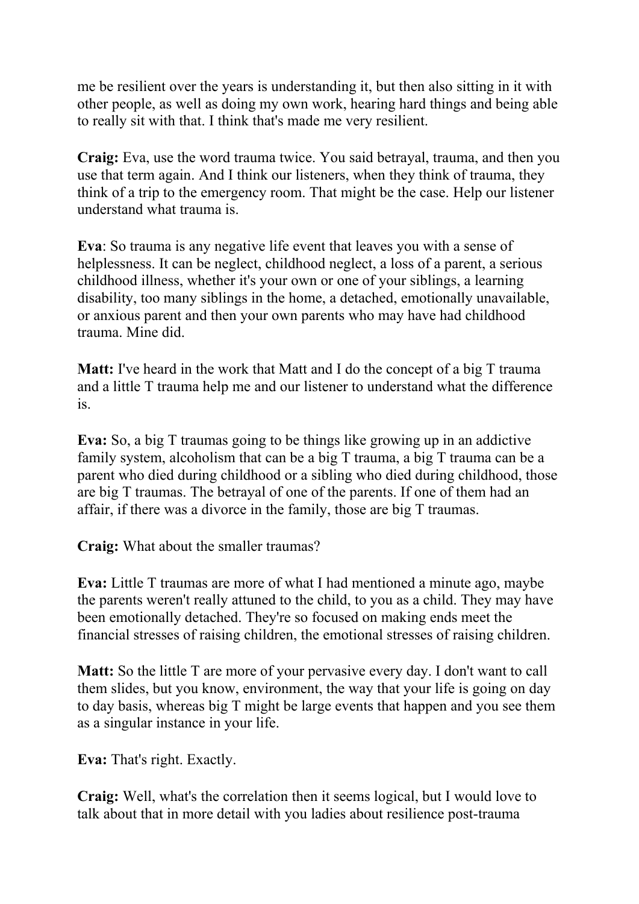me be resilient over the years is understanding it, but then also sitting in it with other people, as well as doing my own work, hearing hard things and being able to really sit with that. I think that's made me very resilient.

**Craig:** Eva, use the word trauma twice. You said betrayal, trauma, and then you use that term again. And I think our listeners, when they think of trauma, they think of a trip to the emergency room. That might be the case. Help our listener understand what trauma is.

**Eva**: So trauma is any negative life event that leaves you with a sense of helplessness. It can be neglect, childhood neglect, a loss of a parent, a serious childhood illness, whether it's your own or one of your siblings, a learning disability, too many siblings in the home, a detached, emotionally unavailable, or anxious parent and then your own parents who may have had childhood trauma. Mine did.

**Matt:** I've heard in the work that Matt and I do the concept of a big T trauma and a little T trauma help me and our listener to understand what the difference is.

**Eva:** So, a big T traumas going to be things like growing up in an addictive family system, alcoholism that can be a big T trauma, a big T trauma can be a parent who died during childhood or a sibling who died during childhood, those are big T traumas. The betrayal of one of the parents. If one of them had an affair, if there was a divorce in the family, those are big T traumas.

**Craig:** What about the smaller traumas?

**Eva:** Little T traumas are more of what I had mentioned a minute ago, maybe the parents weren't really attuned to the child, to you as a child. They may have been emotionally detached. They're so focused on making ends meet the financial stresses of raising children, the emotional stresses of raising children.

**Matt:** So the little T are more of your pervasive every day. I don't want to call them slides, but you know, environment, the way that your life is going on day to day basis, whereas big T might be large events that happen and you see them as a singular instance in your life.

**Eva:** That's right. Exactly.

**Craig:** Well, what's the correlation then it seems logical, but I would love to talk about that in more detail with you ladies about resilience post-trauma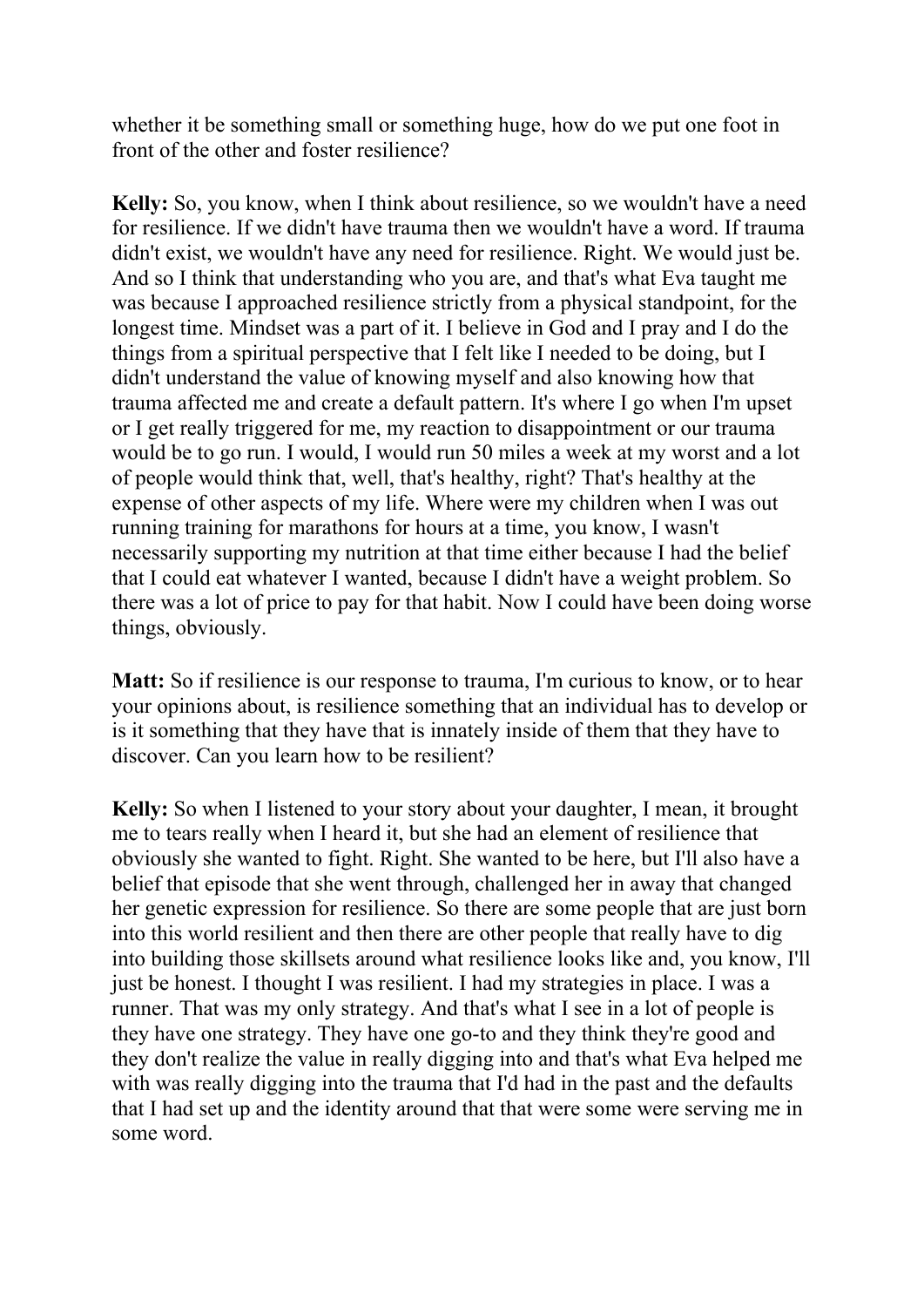whether it be something small or something huge, how do we put one foot in front of the other and foster resilience?

**Kelly:** So, you know, when I think about resilience, so we wouldn't have a need for resilience. If we didn't have trauma then we wouldn't have a word. If trauma didn't exist, we wouldn't have any need for resilience. Right. We would just be. And so I think that understanding who you are, and that's what Eva taught me was because I approached resilience strictly from a physical standpoint, for the longest time. Mindset was a part of it. I believe in God and I pray and I do the things from a spiritual perspective that I felt like I needed to be doing, but I didn't understand the value of knowing myself and also knowing how that trauma affected me and create a default pattern. It's where I go when I'm upset or I get really triggered for me, my reaction to disappointment or our trauma would be to go run. I would, I would run 50 miles a week at my worst and a lot of people would think that, well, that's healthy, right? That's healthy at the expense of other aspects of my life. Where were my children when I was out running training for marathons for hours at a time, you know, I wasn't necessarily supporting my nutrition at that time either because I had the belief that I could eat whatever I wanted, because I didn't have a weight problem. So there was a lot of price to pay for that habit. Now I could have been doing worse things, obviously.

**Matt:** So if resilience is our response to trauma, I'm curious to know, or to hear your opinions about, is resilience something that an individual has to develop or is it something that they have that is innately inside of them that they have to discover. Can you learn how to be resilient?

**Kelly:** So when I listened to your story about your daughter, I mean, it brought me to tears really when I heard it, but she had an element of resilience that obviously she wanted to fight. Right. She wanted to be here, but I'll also have a belief that episode that she went through, challenged her in away that changed her genetic expression for resilience. So there are some people that are just born into this world resilient and then there are other people that really have to dig into building those skillsets around what resilience looks like and, you know, I'll just be honest. I thought I was resilient. I had my strategies in place. I was a runner. That was my only strategy. And that's what I see in a lot of people is they have one strategy. They have one go-to and they think they're good and they don't realize the value in really digging into and that's what Eva helped me with was really digging into the trauma that I'd had in the past and the defaults that I had set up and the identity around that that were some were serving me in some word.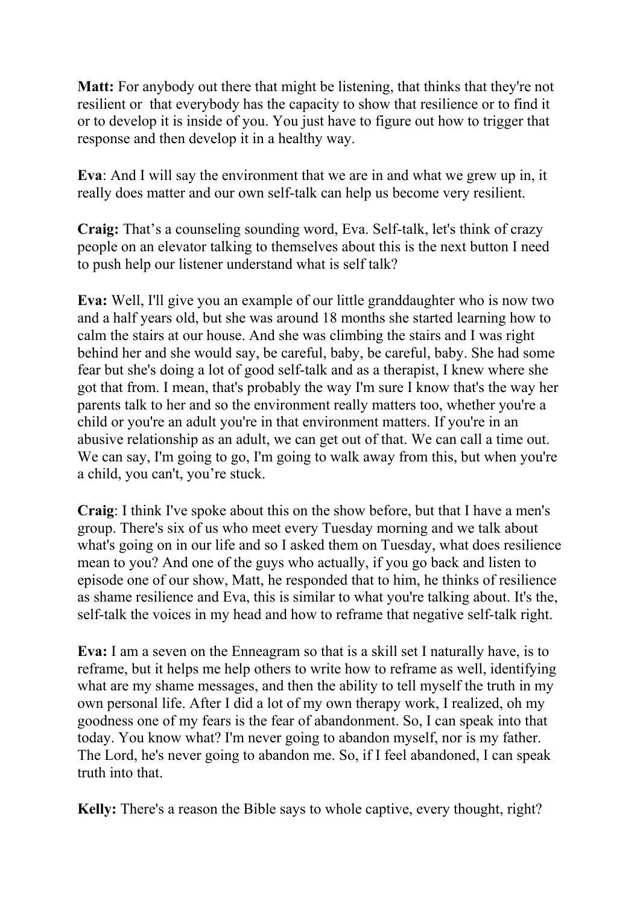**Matt:** For anybody out there that might be listening, that thinks that they're not resilient or that everybody has the capacity to show that resilience or to find it or to develop it is inside of you. You just have to figure out how to trigger that response and then develop it in a healthy way.

**Eva**: And I will say the environment that we are in and what we grew up in, it really does matter and our own self-talk can help us become very resilient.

**Craig:** That's a counseling sounding word, Eva. Self-talk, let's think of crazy people on an elevator talking to themselves about this is the next button I need to push help our listener understand what is self talk?

**Eva:** Well, I'll give you an example of our little granddaughter who is now two and a half years old, but she was around 18 months she started learning how to calm the stairs at our house. And she was climbing the stairs and I was right behind her and she would say, be careful, baby, be careful, baby. She had some fear but she's doing a lot of good self-talk and as a therapist, I knew where she got that from. I mean, that's probably the way I'm sure I know that's the way her parents talk to her and so the environment really matters too, whether you're a child or you're an adult you're in that environment matters. If you're in an abusive relationship as an adult, we can get out of that. We can call a time out. We can say, I'm going to go, I'm going to walk away from this, but when you're a child, you can't, you're stuck.

**Craig**: I think I've spoke about this on the show before, but that I have a men's group. There's six of us who meet every Tuesday morning and we talk about what's going on in our life and so I asked them on Tuesday, what does resilience mean to you? And one of the guys who actually, if you go back and listen to episode one of our show, Matt, he responded that to him, he thinks of resilience as shame resilience and Eva, this is similar to what you're talking about. It's the, self-talk the voices in my head and how to reframe that negative self-talk right.

**Eva:** I am a seven on the Enneagram so that is a skill set I naturally have, is to reframe, but it helps me help others to write how to reframe as well, identifying what are my shame messages, and then the ability to tell myself the truth in my own personal life. After I did a lot of my own therapy work, I realized, oh my goodness one of my fears is the fear of abandonment. So, I can speak into that today. You know what? I'm never going to abandon myself, nor is my father. The Lord, he's never going to abandon me. So, if I feel abandoned, I can speak truth into that.

**Kelly:** There's a reason the Bible says to whole captive, every thought, right?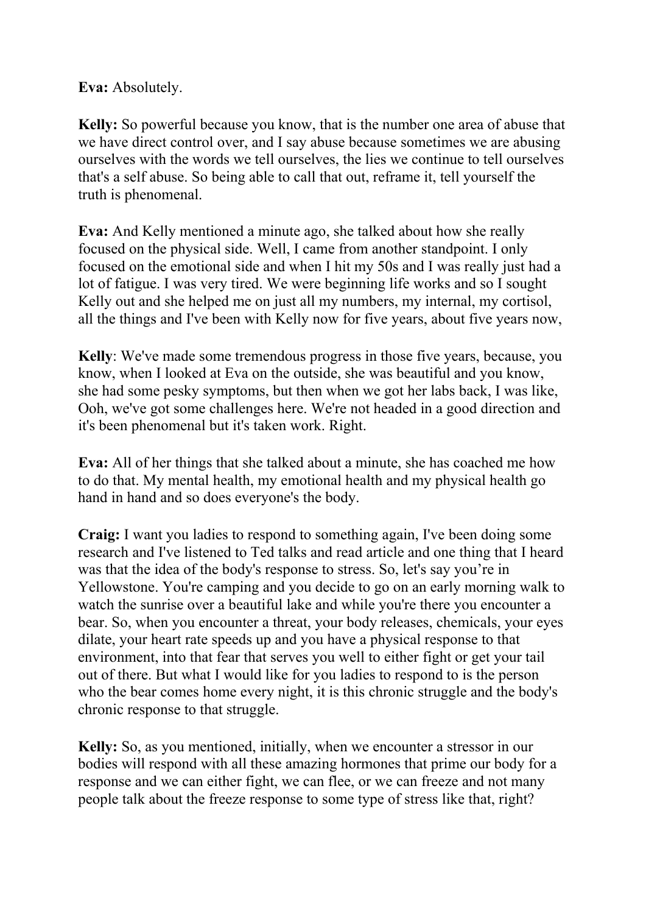**Eva:** Absolutely.

**Kelly:** So powerful because you know, that is the number one area of abuse that we have direct control over, and I say abuse because sometimes we are abusing ourselves with the words we tell ourselves, the lies we continue to tell ourselves that's a self abuse. So being able to call that out, reframe it, tell yourself the truth is phenomenal.

**Eva:** And Kelly mentioned a minute ago, she talked about how she really focused on the physical side. Well, I came from another standpoint. I only focused on the emotional side and when I hit my 50s and I was really just had a lot of fatigue. I was very tired. We were beginning life works and so I sought Kelly out and she helped me on just all my numbers, my internal, my cortisol, all the things and I've been with Kelly now for five years, about five years now,

**Kelly**: We've made some tremendous progress in those five years, because, you know, when I looked at Eva on the outside, she was beautiful and you know, she had some pesky symptoms, but then when we got her labs back, I was like, Ooh, we've got some challenges here. We're not headed in a good direction and it's been phenomenal but it's taken work. Right.

**Eva:** All of her things that she talked about a minute, she has coached me how to do that. My mental health, my emotional health and my physical health go hand in hand and so does everyone's the body.

**Craig:** I want you ladies to respond to something again, I've been doing some research and I've listened to Ted talks and read article and one thing that I heard was that the idea of the body's response to stress. So, let's say you're in Yellowstone. You're camping and you decide to go on an early morning walk to watch the sunrise over a beautiful lake and while you're there you encounter a bear. So, when you encounter a threat, your body releases, chemicals, your eyes dilate, your heart rate speeds up and you have a physical response to that environment, into that fear that serves you well to either fight or get your tail out of there. But what I would like for you ladies to respond to is the person who the bear comes home every night, it is this chronic struggle and the body's chronic response to that struggle.

**Kelly:** So, as you mentioned, initially, when we encounter a stressor in our bodies will respond with all these amazing hormones that prime our body for a response and we can either fight, we can flee, or we can freeze and not many people talk about the freeze response to some type of stress like that, right?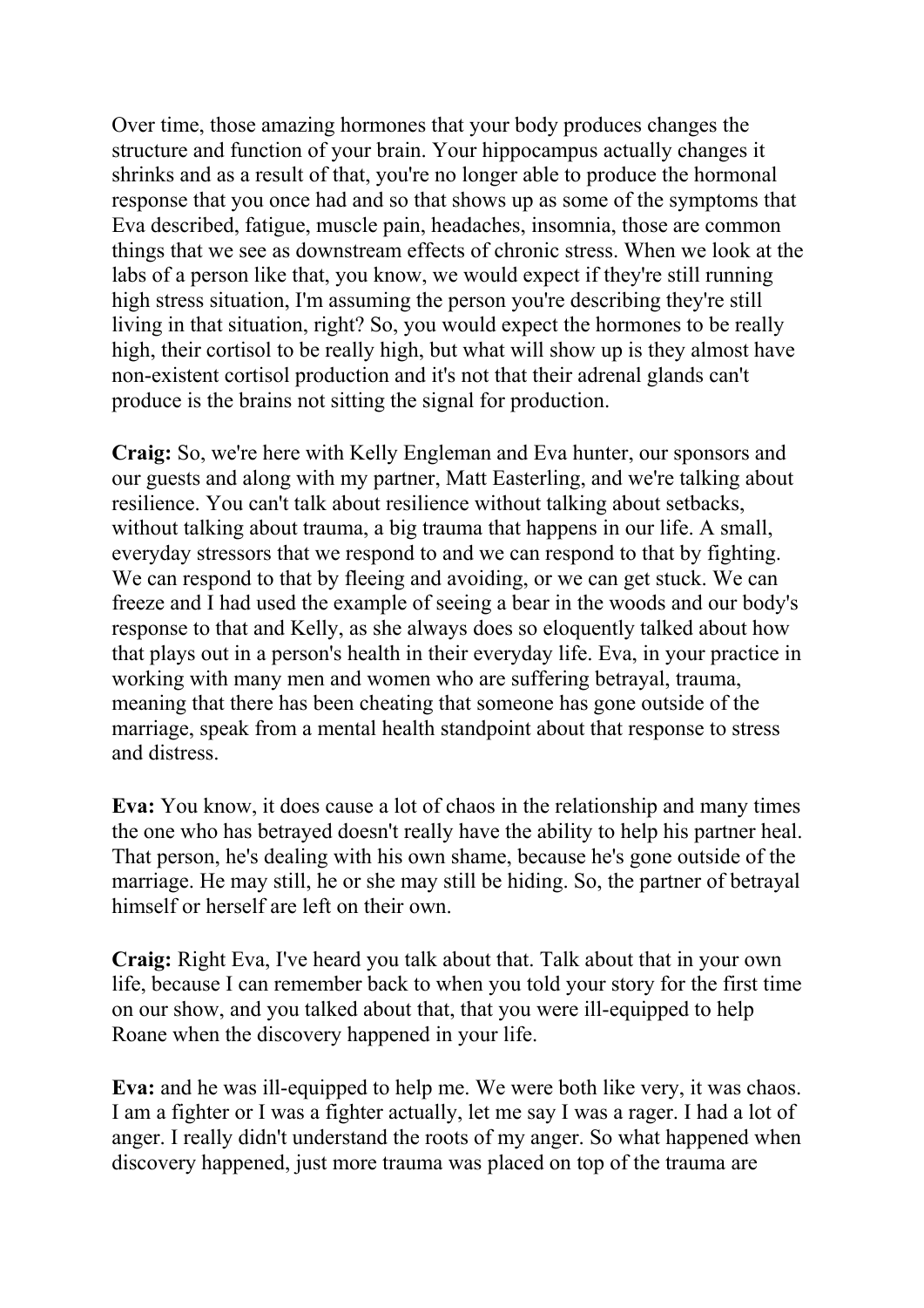Over time, those amazing hormones that your body produces changes the structure and function of your brain. Your hippocampus actually changes it shrinks and as a result of that, you're no longer able to produce the hormonal response that you once had and so that shows up as some of the symptoms that Eva described, fatigue, muscle pain, headaches, insomnia, those are common things that we see as downstream effects of chronic stress. When we look at the labs of a person like that, you know, we would expect if they're still running high stress situation, I'm assuming the person you're describing they're still living in that situation, right? So, you would expect the hormones to be really high, their cortisol to be really high, but what will show up is they almost have non-existent cortisol production and it's not that their adrenal glands can't produce is the brains not sitting the signal for production.

**Craig:** So, we're here with Kelly Engleman and Eva hunter, our sponsors and our guests and along with my partner, Matt Easterling, and we're talking about resilience. You can't talk about resilience without talking about setbacks, without talking about trauma, a big trauma that happens in our life. A small, everyday stressors that we respond to and we can respond to that by fighting. We can respond to that by fleeing and avoiding, or we can get stuck. We can freeze and I had used the example of seeing a bear in the woods and our body's response to that and Kelly, as she always does so eloquently talked about how that plays out in a person's health in their everyday life. Eva, in your practice in working with many men and women who are suffering betrayal, trauma, meaning that there has been cheating that someone has gone outside of the marriage, speak from a mental health standpoint about that response to stress and distress.

**Eva:** You know, it does cause a lot of chaos in the relationship and many times the one who has betrayed doesn't really have the ability to help his partner heal. That person, he's dealing with his own shame, because he's gone outside of the marriage. He may still, he or she may still be hiding. So, the partner of betrayal himself or herself are left on their own.

**Craig:** Right Eva, I've heard you talk about that. Talk about that in your own life, because I can remember back to when you told your story for the first time on our show, and you talked about that, that you were ill-equipped to help Roane when the discovery happened in your life.

**Eva:** and he was ill-equipped to help me. We were both like very, it was chaos. I am a fighter or I was a fighter actually, let me say I was a rager. I had a lot of anger. I really didn't understand the roots of my anger. So what happened when discovery happened, just more trauma was placed on top of the trauma are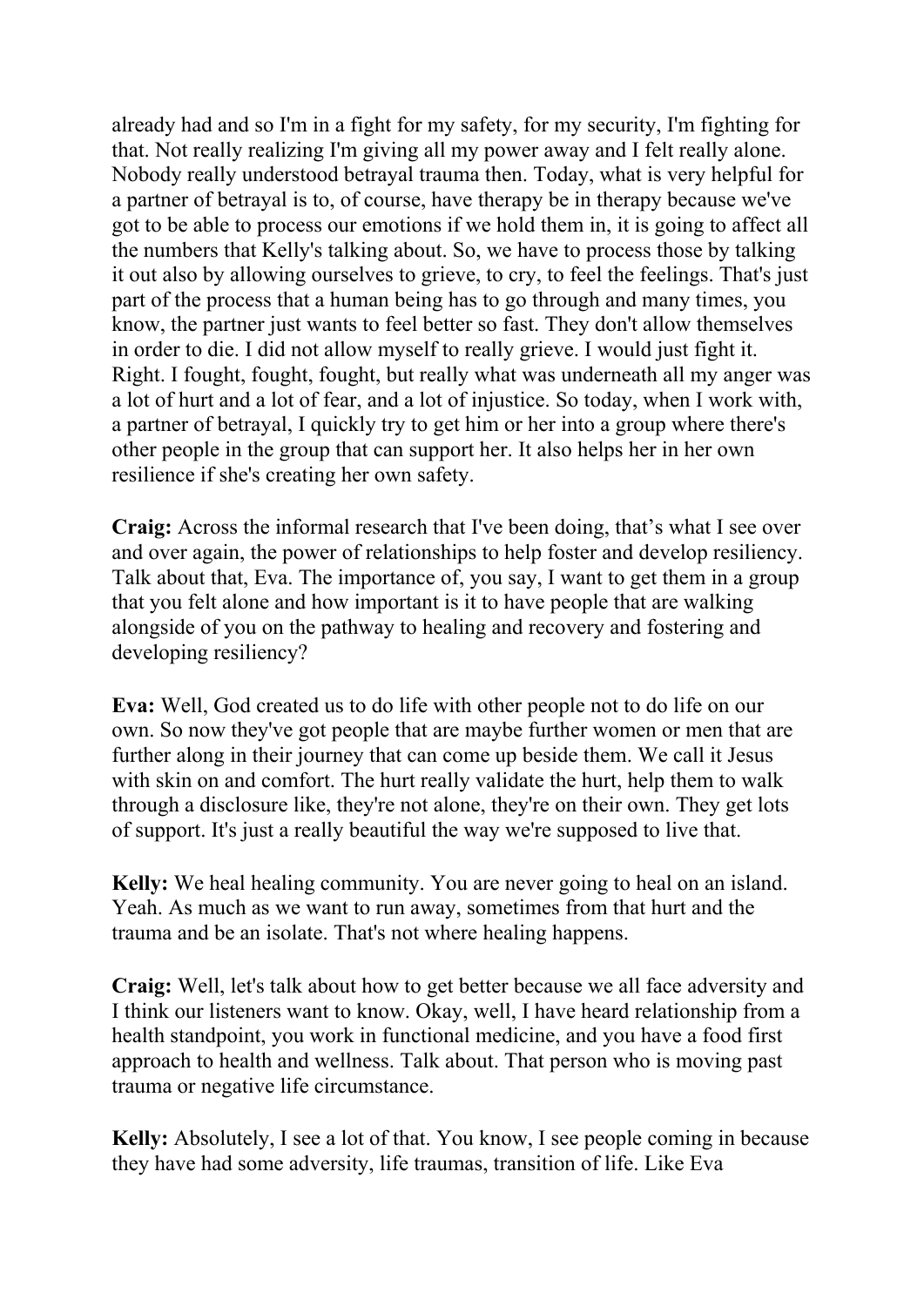already had and so I'm in a fight for my safety, for my security, I'm fighting for that. Not really realizing I'm giving all my power away and I felt really alone. Nobody really understood betrayal trauma then. Today, what is very helpful for a partner of betrayal is to, of course, have therapy be in therapy because we've got to be able to process our emotions if we hold them in, it is going to affect all the numbers that Kelly's talking about. So, we have to process those by talking it out also by allowing ourselves to grieve, to cry, to feel the feelings. That's just part of the process that a human being has to go through and many times, you know, the partner just wants to feel better so fast. They don't allow themselves in order to die. I did not allow myself to really grieve. I would just fight it. Right. I fought, fought, fought, but really what was underneath all my anger was a lot of hurt and a lot of fear, and a lot of injustice. So today, when I work with, a partner of betrayal, I quickly try to get him or her into a group where there's other people in the group that can support her. It also helps her in her own resilience if she's creating her own safety.

**Craig:** Across the informal research that I've been doing, that's what I see over and over again, the power of relationships to help foster and develop resiliency. Talk about that, Eva. The importance of, you say, I want to get them in a group that you felt alone and how important is it to have people that are walking alongside of you on the pathway to healing and recovery and fostering and developing resiliency?

**Eva:** Well, God created us to do life with other people not to do life on our own. So now they've got people that are maybe further women or men that are further along in their journey that can come up beside them. We call it Jesus with skin on and comfort. The hurt really validate the hurt, help them to walk through a disclosure like, they're not alone, they're on their own. They get lots of support. It's just a really beautiful the way we're supposed to live that.

**Kelly:** We heal healing community. You are never going to heal on an island. Yeah. As much as we want to run away, sometimes from that hurt and the trauma and be an isolate. That's not where healing happens.

**Craig:** Well, let's talk about how to get better because we all face adversity and I think our listeners want to know. Okay, well, I have heard relationship from a health standpoint, you work in functional medicine, and you have a food first approach to health and wellness. Talk about. That person who is moving past trauma or negative life circumstance.

**Kelly:** Absolutely, I see a lot of that. You know, I see people coming in because they have had some adversity, life traumas, transition of life. Like Eva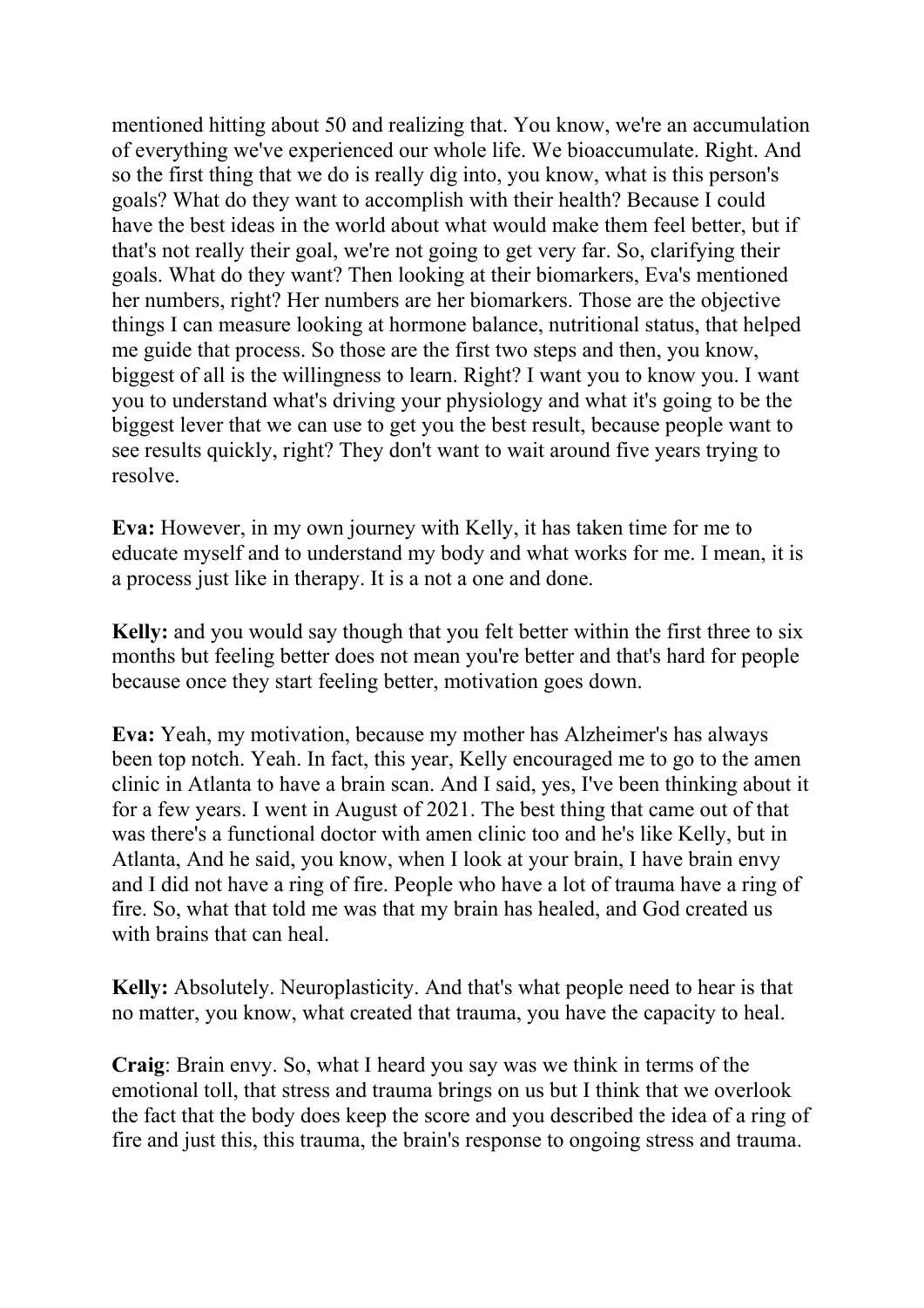mentioned hitting about 50 and realizing that. You know, we're an accumulation of everything we've experienced our whole life. We bioaccumulate. Right. And so the first thing that we do is really dig into, you know, what is this person's goals? What do they want to accomplish with their health? Because I could have the best ideas in the world about what would make them feel better, but if that's not really their goal, we're not going to get very far. So, clarifying their goals. What do they want? Then looking at their biomarkers, Eva's mentioned her numbers, right? Her numbers are her biomarkers. Those are the objective things I can measure looking at hormone balance, nutritional status, that helped me guide that process. So those are the first two steps and then, you know, biggest of all is the willingness to learn. Right? I want you to know you. I want you to understand what's driving your physiology and what it's going to be the biggest lever that we can use to get you the best result, because people want to see results quickly, right? They don't want to wait around five years trying to resolve.

**Eva:** However, in my own journey with Kelly, it has taken time for me to educate myself and to understand my body and what works for me. I mean, it is a process just like in therapy. It is a not a one and done.

**Kelly:** and you would say though that you felt better within the first three to six months but feeling better does not mean you're better and that's hard for people because once they start feeling better, motivation goes down.

**Eva:** Yeah, my motivation, because my mother has Alzheimer's has always been top notch. Yeah. In fact, this year, Kelly encouraged me to go to the amen clinic in Atlanta to have a brain scan. And I said, yes, I've been thinking about it for a few years. I went in August of 2021. The best thing that came out of that was there's a functional doctor with amen clinic too and he's like Kelly, but in Atlanta, And he said, you know, when I look at your brain, I have brain envy and I did not have a ring of fire. People who have a lot of trauma have a ring of fire. So, what that told me was that my brain has healed, and God created us with brains that can heal.

**Kelly:** Absolutely. Neuroplasticity. And that's what people need to hear is that no matter, you know, what created that trauma, you have the capacity to heal.

**Craig**: Brain envy. So, what I heard you say was we think in terms of the emotional toll, that stress and trauma brings on us but I think that we overlook the fact that the body does keep the score and you described the idea of a ring of fire and just this, this trauma, the brain's response to ongoing stress and trauma.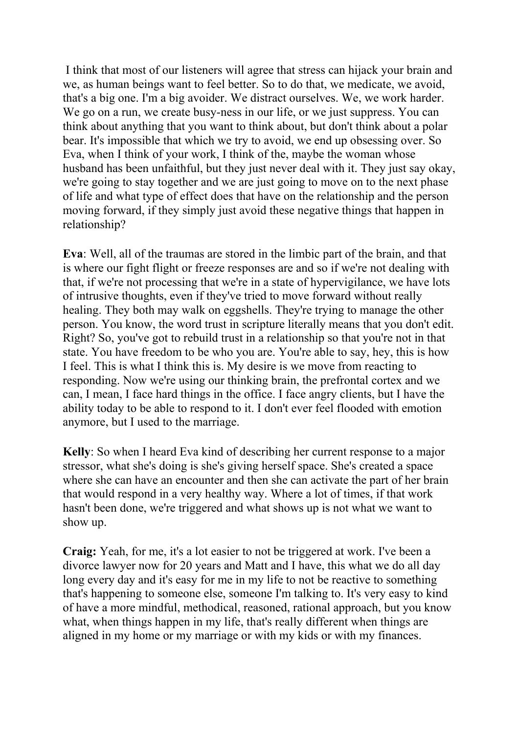I think that most of our listeners will agree that stress can hijack your brain and we, as human beings want to feel better. So to do that, we medicate, we avoid, that's a big one. I'm a big avoider. We distract ourselves. We, we work harder. We go on a run, we create busy-ness in our life, or we just suppress. You can think about anything that you want to think about, but don't think about a polar bear. It's impossible that which we try to avoid, we end up obsessing over. So Eva, when I think of your work, I think of the, maybe the woman whose husband has been unfaithful, but they just never deal with it. They just say okay, we're going to stay together and we are just going to move on to the next phase of life and what type of effect does that have on the relationship and the person moving forward, if they simply just avoid these negative things that happen in relationship?

**Eva**: Well, all of the traumas are stored in the limbic part of the brain, and that is where our fight flight or freeze responses are and so if we're not dealing with that, if we're not processing that we're in a state of hypervigilance, we have lots of intrusive thoughts, even if they've tried to move forward without really healing. They both may walk on eggshells. They're trying to manage the other person. You know, the word trust in scripture literally means that you don't edit. Right? So, you've got to rebuild trust in a relationship so that you're not in that state. You have freedom to be who you are. You're able to say, hey, this is how I feel. This is what I think this is. My desire is we move from reacting to responding. Now we're using our thinking brain, the prefrontal cortex and we can, I mean, I face hard things in the office. I face angry clients, but I have the ability today to be able to respond to it. I don't ever feel flooded with emotion anymore, but I used to the marriage.

**Kelly**: So when I heard Eva kind of describing her current response to a major stressor, what she's doing is she's giving herself space. She's created a space where she can have an encounter and then she can activate the part of her brain that would respond in a very healthy way. Where a lot of times, if that work hasn't been done, we're triggered and what shows up is not what we want to show up.

**Craig:** Yeah, for me, it's a lot easier to not be triggered at work. I've been a divorce lawyer now for 20 years and Matt and I have, this what we do all day long every day and it's easy for me in my life to not be reactive to something that's happening to someone else, someone I'm talking to. It's very easy to kind of have a more mindful, methodical, reasoned, rational approach, but you know what, when things happen in my life, that's really different when things are aligned in my home or my marriage or with my kids or with my finances.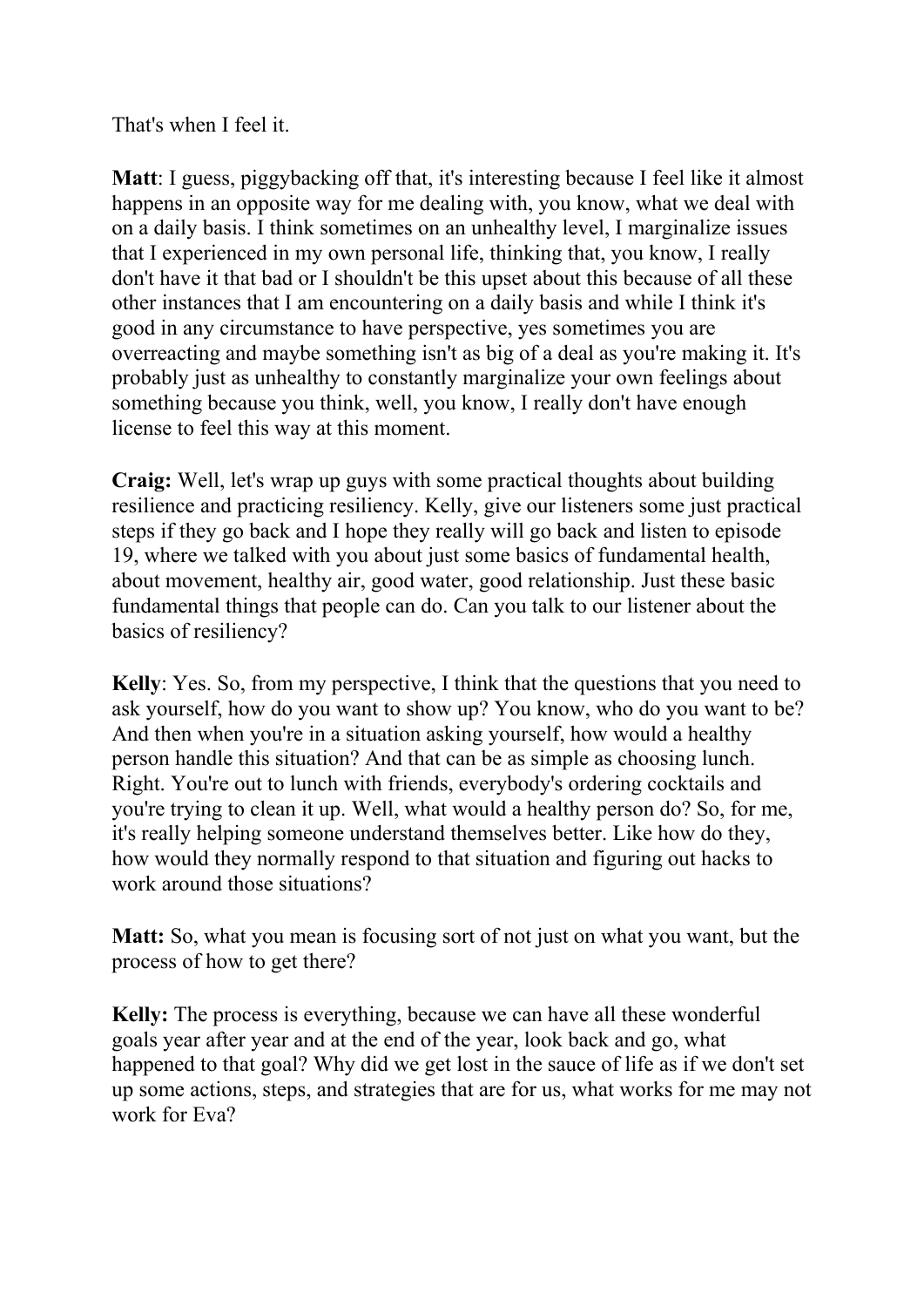That's when I feel it.

**Matt**: I guess, piggybacking off that, it's interesting because I feel like it almost happens in an opposite way for me dealing with, you know, what we deal with on a daily basis. I think sometimes on an unhealthy level, I marginalize issues that I experienced in my own personal life, thinking that, you know, I really don't have it that bad or I shouldn't be this upset about this because of all these other instances that I am encountering on a daily basis and while I think it's good in any circumstance to have perspective, yes sometimes you are overreacting and maybe something isn't as big of a deal as you're making it. It's probably just as unhealthy to constantly marginalize your own feelings about something because you think, well, you know, I really don't have enough license to feel this way at this moment.

**Craig:** Well, let's wrap up guys with some practical thoughts about building resilience and practicing resiliency. Kelly, give our listeners some just practical steps if they go back and I hope they really will go back and listen to episode 19, where we talked with you about just some basics of fundamental health, about movement, healthy air, good water, good relationship. Just these basic fundamental things that people can do. Can you talk to our listener about the basics of resiliency?

**Kelly**: Yes. So, from my perspective, I think that the questions that you need to ask yourself, how do you want to show up? You know, who do you want to be? And then when you're in a situation asking yourself, how would a healthy person handle this situation? And that can be as simple as choosing lunch. Right. You're out to lunch with friends, everybody's ordering cocktails and you're trying to clean it up. Well, what would a healthy person do? So, for me, it's really helping someone understand themselves better. Like how do they, how would they normally respond to that situation and figuring out hacks to work around those situations?

**Matt:** So, what you mean is focusing sort of not just on what you want, but the process of how to get there?

**Kelly:** The process is everything, because we can have all these wonderful goals year after year and at the end of the year, look back and go, what happened to that goal? Why did we get lost in the sauce of life as if we don't set up some actions, steps, and strategies that are for us, what works for me may not work for Eva?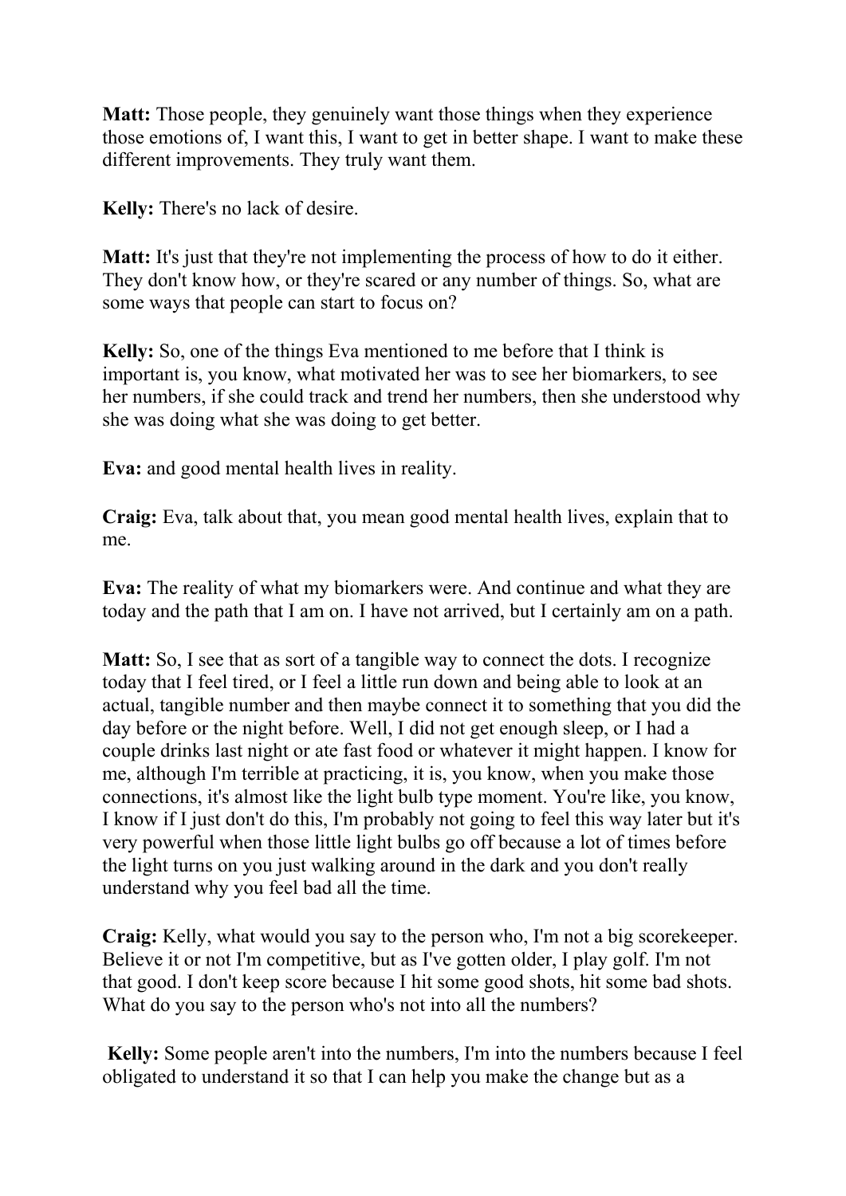**Matt:** Those people, they genuinely want those things when they experience those emotions of, I want this, I want to get in better shape. I want to make these different improvements. They truly want them.

**Kelly:** There's no lack of desire.

**Matt:** It's just that they're not implementing the process of how to do it either. They don't know how, or they're scared or any number of things. So, what are some ways that people can start to focus on?

**Kelly:** So, one of the things Eva mentioned to me before that I think is important is, you know, what motivated her was to see her biomarkers, to see her numbers, if she could track and trend her numbers, then she understood why she was doing what she was doing to get better.

**Eva:** and good mental health lives in reality.

**Craig:** Eva, talk about that, you mean good mental health lives, explain that to me.

**Eva:** The reality of what my biomarkers were. And continue and what they are today and the path that I am on. I have not arrived, but I certainly am on a path.

**Matt:** So, I see that as sort of a tangible way to connect the dots. I recognize today that I feel tired, or I feel a little run down and being able to look at an actual, tangible number and then maybe connect it to something that you did the day before or the night before. Well, I did not get enough sleep, or I had a couple drinks last night or ate fast food or whatever it might happen. I know for me, although I'm terrible at practicing, it is, you know, when you make those connections, it's almost like the light bulb type moment. You're like, you know, I know if I just don't do this, I'm probably not going to feel this way later but it's very powerful when those little light bulbs go off because a lot of times before the light turns on you just walking around in the dark and you don't really understand why you feel bad all the time.

**Craig:** Kelly, what would you say to the person who, I'm not a big scorekeeper. Believe it or not I'm competitive, but as I've gotten older, I play golf. I'm not that good. I don't keep score because I hit some good shots, hit some bad shots. What do you say to the person who's not into all the numbers?

**Kelly:** Some people aren't into the numbers, I'm into the numbers because I feel obligated to understand it so that I can help you make the change but as a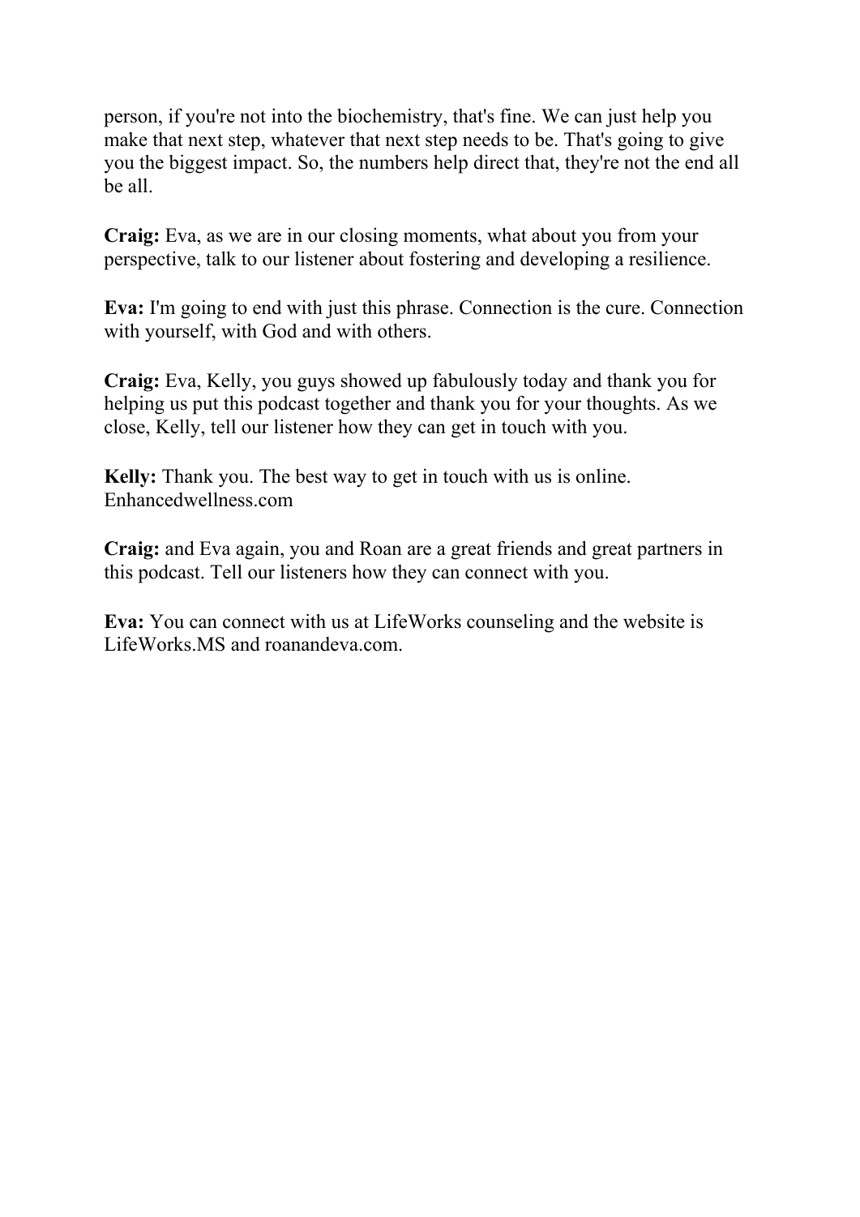person, if you're not into the biochemistry, that's fine. We can just help you make that next step, whatever that next step needs to be. That's going to give you the biggest impact. So, the numbers help direct that, they're not the end all be all.

**Craig:** Eva, as we are in our closing moments, what about you from your perspective, talk to our listener about fostering and developing a resilience.

**Eva:** I'm going to end with just this phrase. Connection is the cure. Connection with yourself, with God and with others.

**Craig:** Eva, Kelly, you guys showed up fabulously today and thank you for helping us put this podcast together and thank you for your thoughts. As we close, Kelly, tell our listener how they can get in touch with you.

**Kelly:** Thank you. The best way to get in touch with us is online. Enhancedwellness.com

**Craig:** and Eva again, you and Roan are a great friends and great partners in this podcast. Tell our listeners how they can connect with you.

**Eva:** You can connect with us at LifeWorks counseling and the website is LifeWorks.MS and roanandeva.com.